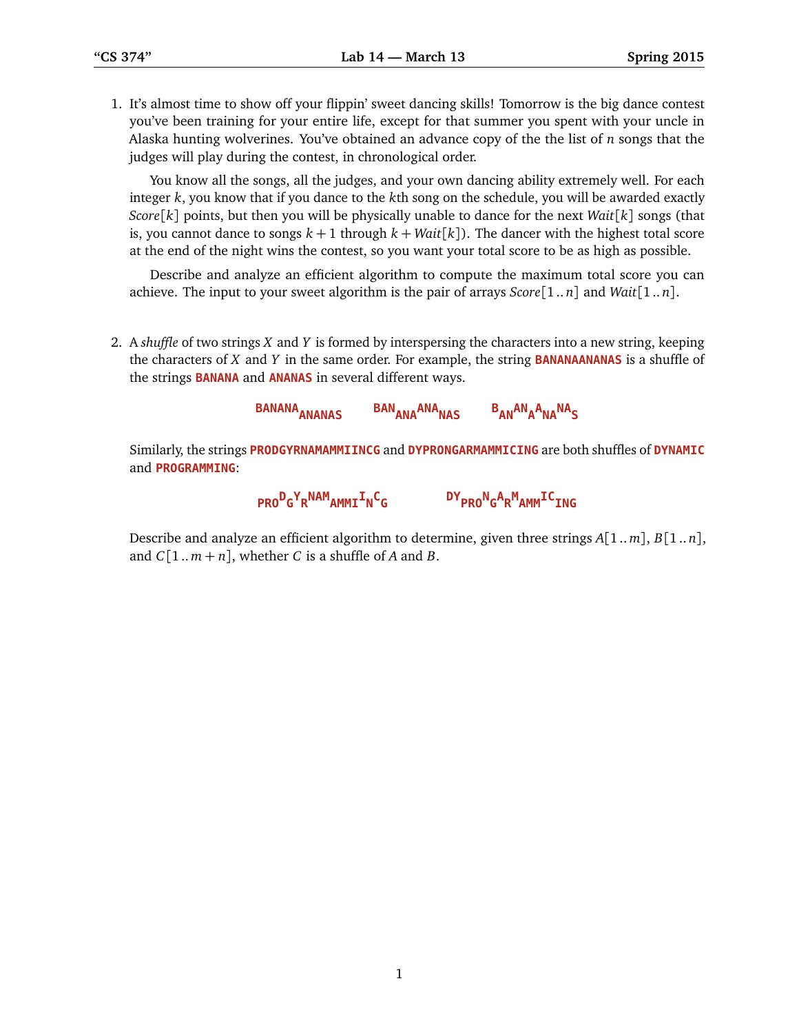1. It's almost time to show off your flippin' sweet dancing skills! Tomorrow is the big dance contest you've been training for your entire life, except for that summer you spent with your uncle in Alaska hunting wolverines. You've obtained an advance copy of the the list of $n$ songs that the judges will play during the contest, in chronological order.

   You know all the songs, all the judges, and your own dancing ability extremely well. For each integer $k$, you know that if you dance to the $k$th song on the schedule, you will be awarded exactly $Score[k]$ points, but then you will be physically unable to dance for the next $Wait[k]$ songs (that is, you cannot dance to songs $k+1$ through $k+Wait[k]$). The dancer with the highest total score at the end of the night wins the contest, so you want your total score to be as high as possible.

   Describe and analyze an efficient algorithm to compute the maximum total score you can achieve. The input to your sweet algorithm is the pair of arrays $Score[1..n]$ and $Wait[1..n]$.

2. A *shuffle* of two strings $X$ and $Y$ is formed by interspersing the characters into a new string, keeping the characters of $X$ and $Y$ in the same order. For example, the string **BANANAANANAS** is a shuffle of the strings **BANANA** and **ANANAS** in several different ways.

   $$\texttt{BANANA}_{\texttt{ANANAS}} \qquad \texttt{BAN}_{\texttt{ANA}}\texttt{ANA}_{\texttt{NAS}} \qquad \texttt{B}_{\texttt{AN}}\texttt{AN}_{\texttt{A}}\texttt{A}_{\texttt{NA}}\texttt{NA}_{\texttt{S}}$$

   Similarly, the strings **PRODGYRNAMAMMIINCG** and **DYPRONGARMAMMICING** are both shuffles of **DYNAMIC** and **PROGRAMMING**:

   $$_{\texttt{PRO}}\texttt{D}_{\texttt{G}}\texttt{Y}_{\texttt{R}}\texttt{NAM}_{\texttt{AMMI}}\texttt{I}_{\texttt{N}}\texttt{C}_{\texttt{G}} \qquad \texttt{DY}_{\texttt{PRO}}\texttt{N}_{\texttt{G}}\texttt{A}_{\texttt{R}}\texttt{M}_{\texttt{AMM}}\texttt{IC}_{\texttt{ING}}$$

   Describe and analyze an efficient algorithm to determine, given three strings $A[1..m]$, $B[1..n]$, and $C[1..m+n]$, whether $C$ is a shuffle of $A$ and $B$.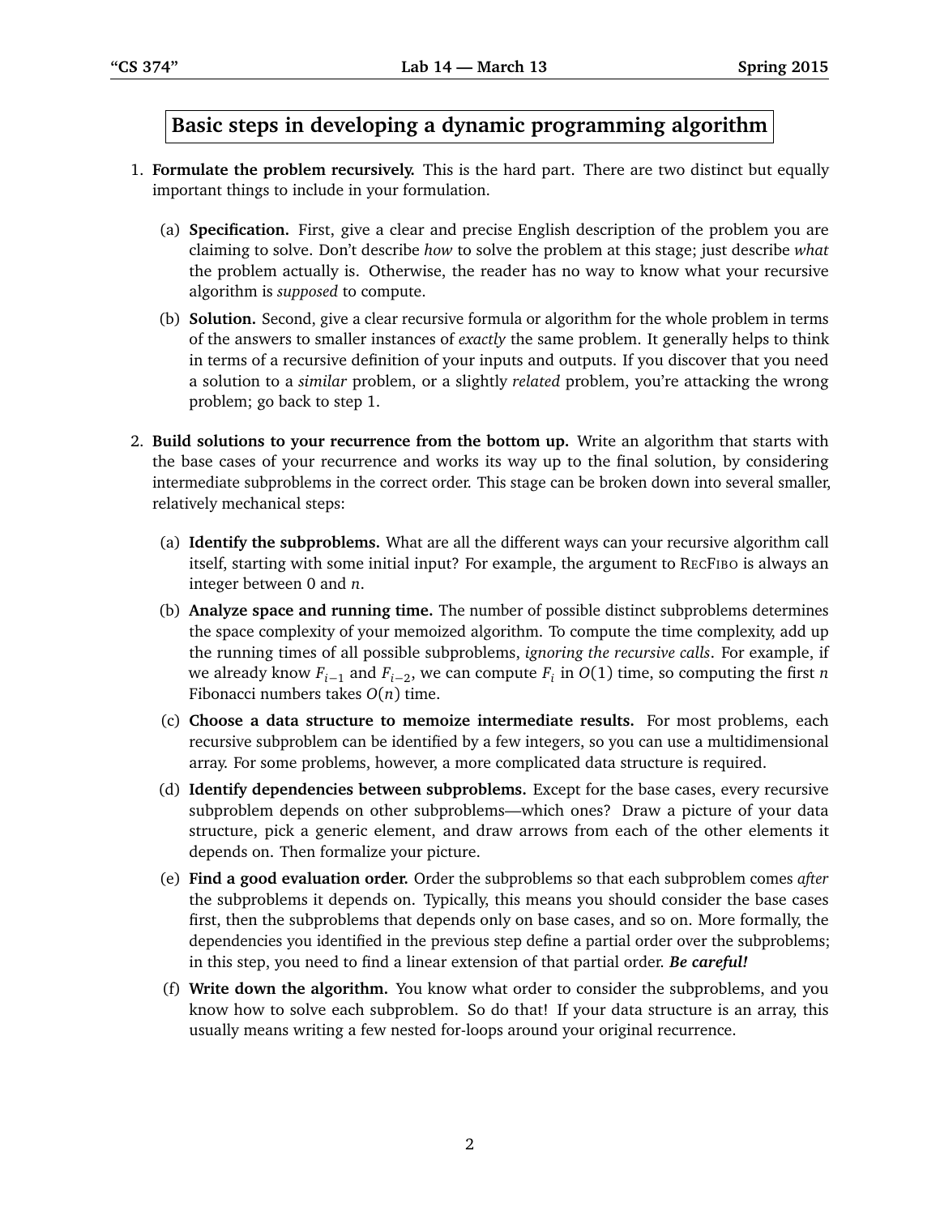## Basic steps in developing a dynamic programming algorithm

1. **Formulate the problem recursively.** This is the hard part. There are two distinct but equally important things to include in your formulation.

   (a) **Specification.** First, give a clear and precise English description of the problem you are claiming to solve. Don't describe *how* to solve the problem at this stage; just describe *what* the problem actually is. Otherwise, the reader has no way to know what your recursive algorithm is *supposed* to compute.

   (b) **Solution.** Second, give a clear recursive formula or algorithm for the whole problem in terms of the answers to smaller instances of *exactly* the same problem. It generally helps to think in terms of a recursive definition of your inputs and outputs. If you discover that you need a solution to a *similar* problem, or a slightly *related* problem, you're attacking the wrong problem; go back to step 1.

2. **Build solutions to your recurrence from the bottom up.** Write an algorithm that starts with the base cases of your recurrence and works its way up to the final solution, by considering intermediate subproblems in the correct order. This stage can be broken down into several smaller, relatively mechanical steps:

   (a) **Identify the subproblems.** What are all the different ways can your recursive algorithm call itself, starting with some initial input? For example, the argument to RecFibo is always an integer between 0 and $n$.

   (b) **Analyze space and running time.** The number of possible distinct subproblems determines the space complexity of your memoized algorithm. To compute the time complexity, add up the running times of all possible subproblems, *ignoring the recursive calls*. For example, if we already know $F_{i-1}$ and $F_{i-2}$, we can compute $F_i$ in $O(1)$ time, so computing the first $n$ Fibonacci numbers takes $O(n)$ time.

   (c) **Choose a data structure to memoize intermediate results.** For most problems, each recursive subproblem can be identified by a few integers, so you can use a multidimensional array. For some problems, however, a more complicated data structure is required.

   (d) **Identify dependencies between subproblems.** Except for the base cases, every recursive subproblem depends on other subproblems—which ones? Draw a picture of your data structure, pick a generic element, and draw arrows from each of the other elements it depends on. Then formalize your picture.

   (e) **Find a good evaluation order.** Order the subproblems so that each subproblem comes *after* the subproblems it depends on. Typically, this means you should consider the base cases first, then the subproblems that depends only on base cases, and so on. More formally, the dependencies you identified in the previous step define a partial order over the subproblems; in this step, you need to find a linear extension of that partial order. ***Be careful!***

   (f) **Write down the algorithm.** You know what order to consider the subproblems, and you know how to solve each subproblem. So do that! If your data structure is an array, this usually means writing a few nested for-loops around your original recurrence.